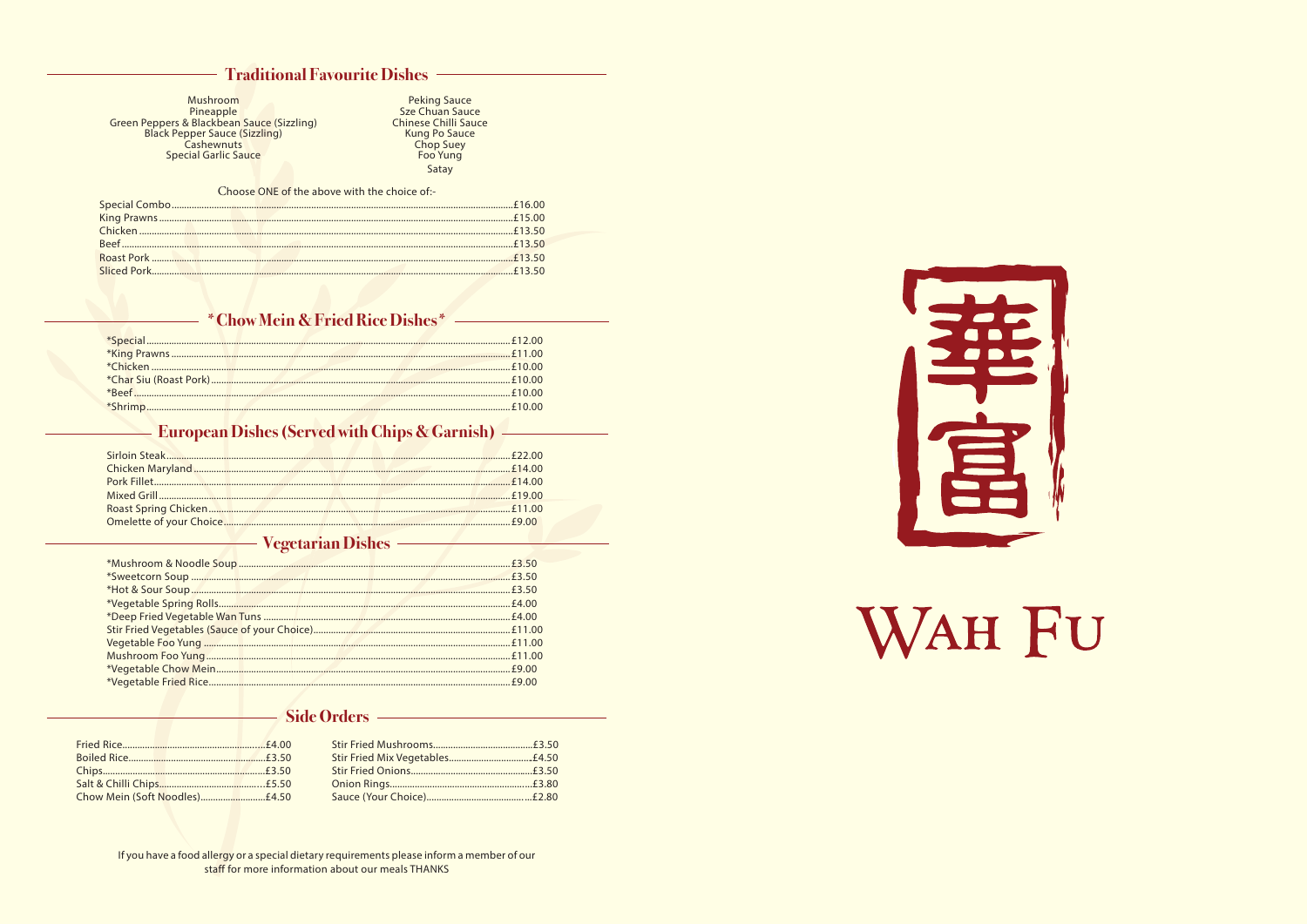## Traditional Favourite Dishes

- Mushroom
- Pineapple
- Green Peppers & Blackbean Sauce (Sizzling)
- Black Pepper Sauce (Sizzling)
- Cashewnuts
- Special Garlic Sauce
- Peking Sauce
- Sze Chuan Sauce
- Chinese Chilli Sauce
- Kung Po Sauce
- Chop Suey
- Foo Yung
- Satay

Choose ONE of the above with the choice of:-

| Dish | Price |
| --- | --- |
| Special Combo | £16.00 |
| King Prawns | £15.00 |
| Chicken | £13.50 |
| Beef | £13.50 |
| Roast Pork | £13.50 |
| Sliced Pork | £13.50 |

## * Chow Mein & Fried Rice Dishes *

| Dish | Price |
| --- | --- |
| *Special | £12.00 |
| *King Prawns | £11.00 |
| *Chicken | £10.00 |
| *Char Siu (Roast Pork) | £10.00 |
| *Beef | £10.00 |
| *Shrimp | £10.00 |

## European Dishes (Served with Chips & Garnish)

| Dish | Price |
| --- | --- |
| Sirloin Steak | £22.00 |
| Chicken Maryland | £14.00 |
| Pork Fillet | £14.00 |
| Mixed Grill | £19.00 |
| Roast Spring Chicken | £11.00 |
| Omelette of your Choice | £9.00 |

## Vegetarian Dishes

| Dish | Price |
| --- | --- |
| *Mushroom & Noodle Soup | £3.50 |
| *Sweetcorn Soup | £3.50 |
| *Hot & Sour Soup | £3.50 |
| *Vegetable Spring Rolls | £4.00 |
| *Deep Fried Vegetable Wan Tuns | £4.00 |
| Stir Fried Vegetables (Sauce of your Choice) | £11.00 |
| Vegetable Foo Yung | £11.00 |
| Mushroom Foo Yung | £11.00 |
| *Vegetable Chow Mein | £9.00 |
| *Vegetable Fried Rice | £9.00 |

## Side Orders

| Dish | Price |
| --- | --- |
| Fried Rice | £4.00 |
| Boiled Rice | £3.50 |
| Chips | £3.50 |
| Salt & Chilli Chips | £5.50 |
| Chow Mein (Soft Noodles) | £4.50 |
| Stir Fried Mushrooms | £3.50 |
| Stir Fried Mix Vegetables | £4.50 |
| Stir Fried Onions | £3.50 |
| Onion Rings | £3.80 |
| Sauce (Your Choice) | £2.80 |

If you have a food allergy or a special dietary requirements please inform a member of our staff for more information about our meals THANKS

華富

# WAH FU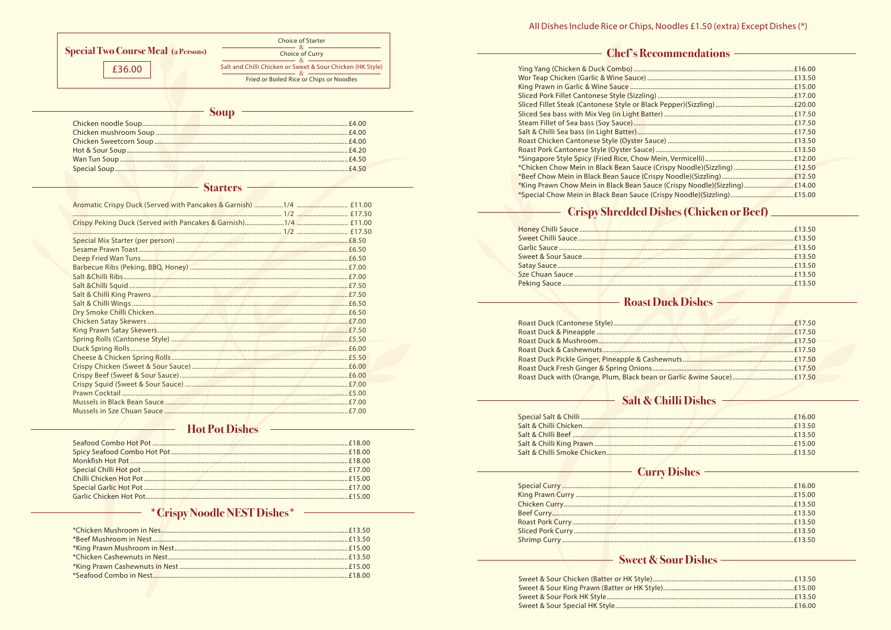**Special Two Course Meal (2 Persons)**

£36.00

Choice of Starter
&
Choice of Curry
&
Salt and Chilli Chicken or Sweet & Sour Chicken (HK Style)
&
Fried or Boiled Rice or Chips or Noodles

## Soup

| | |
|---|---|
| Chicken noodle Soup | £4.00 |
| Chicken mushroom Soup | £4.00 |
| Chicken Sweetcorn Soup | £4.00 |
| Hot & Sour Soup | £4.20 |
| Wan Tun Soup | £4.50 |
| Special Soup | £4.50 |

## Starters

| | | |
|---|---|---|
| Aromatic Crispy Duck (Served with Pancakes & Garnish) | 1/4 | £11.00 |
| | 1/2 | £17.50 |
| Crispy Peking Duck (Served with Pancakes & Garnish) | 1/4 | £11.00 |
| | 1/2 | £17.50 |
| Special Mix Starter (per person) | | £8.50 |
| Sesame Prawn Toast | | £6.50 |
| Deep Fried Wan Tuns | | £6.50 |
| Barbecue Ribs (Peking, BBQ, Honey) | | £7.00 |
| Salt &Chilli Ribs | | £7.00 |
| Salt &Chilli Squid | | £7.50 |
| Salt & Chilli King Prawns | | £7.50 |
| Salt & Chilli Wings | | £6.50 |
| Dry Smoke Chilli Chicken | | £6.50 |
| Chicken Satay Skewers | | £7.00 |
| King Prawn Satay Skewers | | £7.50 |
| Spring Rolls (Cantonese Style) | | £5.50 |
| Duck Spring Rolls | | £6.00 |
| Cheese & Chicken Spring Rolls | | £5.50 |
| Crispy Chicken (Sweet & Sour Sauce) | | £6.00 |
| Crispy Beef (Sweet & Sour Sauce) | | £6.00 |
| Crispy Squid (Sweet & Sour Sauce) | | £7.00 |
| Prawn Cocktail | | £5.00 |
| Mussels in Black Bean Sauce | | £7.00 |
| Mussels in Sze Chuan Sauce | | £7.00 |

## Hot Pot Dishes

| | |
|---|---|
| Seafood Combo Hot Pot | £18.00 |
| Spicy Seafood Combo Hot Pot | £18.00 |
| Monkfish Hot Pot | £18.00 |
| Special Chilli Hot pot | £17.00 |
| Chilli Chicken Hot Pot | £15.00 |
| Special Garlic Hot Pot | £17.00 |
| Garlic Chicken Hot Pot | £15.00 |

## * Crispy Noodle NEST Dishes *

| | |
|---|---|
| *Chicken Mushroom in Nes | £13.50 |
| *Beef Mushroom in Nest | £13.50 |
| *King Prawn Mushroom in Nest | £15.00 |
| *Chicken Cashewnuts in Nest | £13.50 |
| *King Prawn Cashewnuts in Nest | £15.00 |
| *Seafood Combo in Nest | £18.00 |

All Dishes Include Rice or Chips, Noodles £1.50 (extra) Except Dishes (*)

## Chef's Recommendations

| | |
|---|---|
| Ying Yang (Chicken & Duck Combo) | £16.00 |
| Wor Teap Chicken (Garlic & Wine Sauce) | £13.50 |
| King Prawn in Garlic & Wine Sauce | £15.00 |
| Sliced Pork Fillet Cantonese Style (Sizzling) | £17.00 |
| Sliced Fillet Steak (Cantonese Style or Black Pepper)(Sizzling) | £20.00 |
| Sliced Sea bass with Mix Veg (in Light Batter) | £17.50 |
| Steam Fillet of Sea bass (Soy Sauce) | £17.50 |
| Salt & Chilli Sea bass (in Light Batter) | £17.50 |
| Roast Chicken Cantonese Style (Oyster Sauce) | £13.50 |
| Roast Pork Cantonese Style (Oyster Sauce) | £13.50 |
| *Singapore Style Spicy (Fried Rice, Chow Mein, Vermicelli) | £12.00 |
| *Chicken Chow Mein in Black Bean Sauce (Crispy Noodle)(Sizzling) | £12.50 |
| *Beef Chow Mein in Black Bean Sauce (Crispy Noodle)(Sizzling) | £12.50 |
| *King Prawn Chow Mein in Black Bean Sauce (Crispy Noodle)(Sizzling) | £14.00 |
| *Special Chow Mein in Black Bean Sauce (Crispy Noodle)(Sizzling) | £15.00 |

## Crispy Shredded Dishes (Chicken or Beef)

| | |
|---|---|
| Honey Chilli Sauce | £13.50 |
| Sweet Chilli Sauce | £13.50 |
| Garlic Sauce | £13.50 |
| Sweet & Sour Sauce | £13.50 |
| Satay Sauce | £13.50 |
| Sze Chuan Sauce | £13.50 |
| Peking Sauce | £13.50 |

## Roast Duck Dishes

| | |
|---|---|
| Roast Duck (Cantonese Style) | £17.50 |
| Roast Duck & Pineapple | £17.50 |
| Roast Duck & Mushroom | £17.50 |
| Roast Duck & Cashewnuts | £17.50 |
| Roast Duck Pickle Ginger, Pineapple & Cashewnuts | £17.50 |
| Roast Duck Fresh Ginger & Spring Onions | £17.50 |
| Roast Duck with (Orange, Plum, Black bean or Garlic &wine Sauce) | £17.50 |

## Salt & Chilli Dishes

| | |
|---|---|
| Special Salt & Chilli | £16.00 |
| Salt & Chilli Chicken | £13.50 |
| Salt & Chilli Beef | £13.50 |
| Salt & Chilli King Prawn | £15.00 |
| Salt & Chilli Smoke Chicken | £13.50 |

## Curry Dishes

| | |
|---|---|
| Special Curry | £16.00 |
| King Prawn Curry | £15.00 |
| Chicken Curry | £13.50 |
| Beef Curry | £13.50 |
| Roast Pork Curry | £13.50 |
| Sliced Pork Curry | £13.50 |
| Shrimp Curry | £13.50 |

## Sweet & Sour Dishes

| | |
|---|---|
| Sweet & Sour Chicken (Batter or HK Style) | £13.50 |
| Sweet & Sour King Prawn (Batter or HK Style) | £15.00 |
| Sweet & Sour Pork HK Style | £13.50 |
| Sweet & Sour Special HK Style | £16.00 |